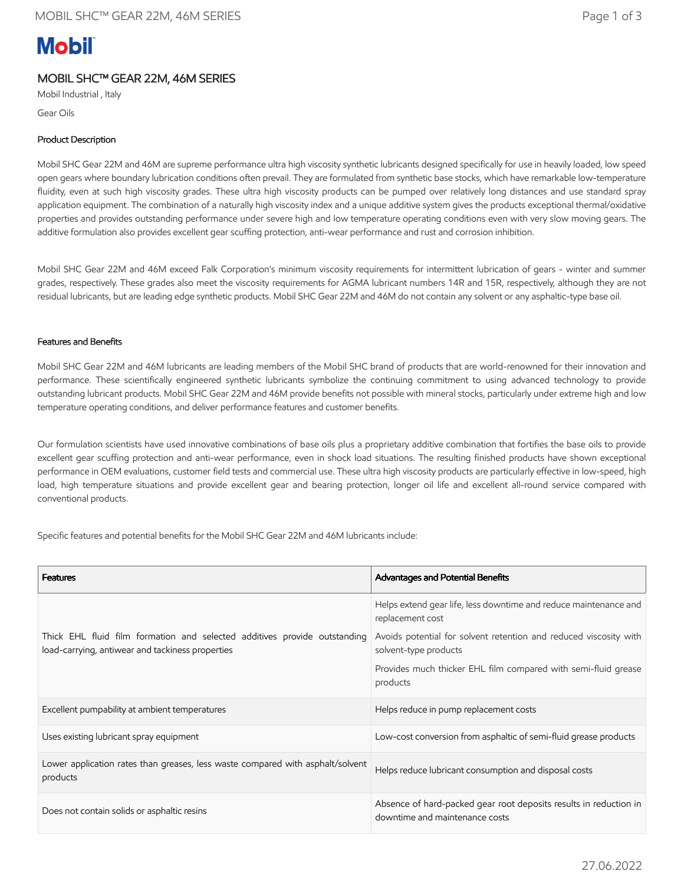Mobil

# MOBIL SHC™ GEAR 22M, 46M SERIES

Mobil Industrial , Italy

Gear Oils

## Product Description

Mobil SHC Gear 22M and 46M are supreme performance ultra high viscosity synthetic lubricants designed specifically for use in heavily loaded, low speed open gears where boundary lubrication conditions often prevail. They are formulated from synthetic base stocks, which have remarkable low-temperature fluidity, even at such high viscosity grades. These ultra high viscosity products can be pumped over relatively long distances and use standard spray application equipment. The combination of a naturally high viscosity index and a unique additive system gives the products exceptional thermal/oxidative properties and provides outstanding performance under severe high and low temperature operating conditions even with very slow moving gears. The additive formulation also provides excellent gear scuffing protection, anti-wear performance and rust and corrosion inhibition.

Mobil SHC Gear 22M and 46M exceed Falk Corporation's minimum viscosity requirements for intermittent lubrication of gears - winter and summer grades, respectively. These grades also meet the viscosity requirements for AGMA lubricant numbers 14R and 15R, respectively, although they are not residual lubricants, but are leading edge synthetic products. Mobil SHC Gear 22M and 46M do not contain any solvent or any asphaltic-type base oil.

## Features and Benefits

Mobil SHC Gear 22M and 46M lubricants are leading members of the Mobil SHC brand of products that are world-renowned for their innovation and performance. These scientifically engineered synthetic lubricants symbolize the continuing commitment to using advanced technology to provide outstanding lubricant products. Mobil SHC Gear 22M and 46M provide benefits not possible with mineral stocks, particularly under extreme high and low temperature operating conditions, and deliver performance features and customer benefits.

Our formulation scientists have used innovative combinations of base oils plus a proprietary additive combination that fortifies the base oils to provide excellent gear scuffing protection and anti-wear performance, even in shock load situations. The resulting finished products have shown exceptional performance in OEM evaluations, customer field tests and commercial use. These ultra high viscosity products are particularly effective in low-speed, high load, high temperature situations and provide excellent gear and bearing protection, longer oil life and excellent all-round service compared with conventional products.

Specific features and potential benefits for the Mobil SHC Gear 22M and 46M lubricants include:

| Features | Advantages and Potential Benefits |
| --- | --- |
| Thick EHL fluid film formation and selected additives provide outstanding load-carrying, antiwear and tackiness properties | Helps extend gear life, less downtime and reduce maintenance and replacement cost<br>Avoids potential for solvent retention and reduced viscosity with solvent-type products<br>Provides much thicker EHL film compared with semi-fluid grease products |
| Excellent pumpability at ambient temperatures | Helps reduce in pump replacement costs |
| Uses existing lubricant spray equipment | Low-cost conversion from asphaltic of semi-fluid grease products |
| Lower application rates than greases, less waste compared with asphalt/solvent products | Helps reduce lubricant consumption and disposal costs |
| Does not contain solids or asphaltic resins | Absence of hard-packed gear root deposits results in reduction in downtime and maintenance costs |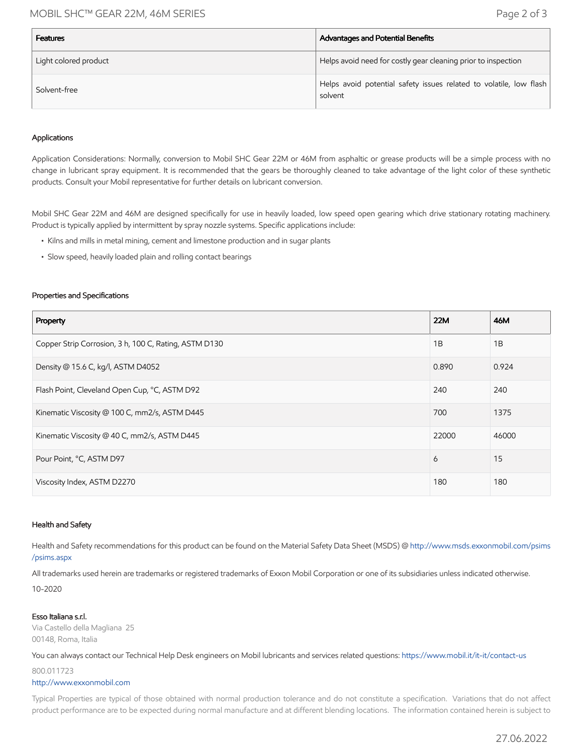| Features | Advantages and Potential Benefits |
| --- | --- |
| Light colored product | Helps avoid need for costly gear cleaning prior to inspection |
| Solvent-free | Helps avoid potential safety issues related to volatile, low flash solvent |

### Applications

Application Considerations: Normally, conversion to Mobil SHC Gear 22M or 46M from asphaltic or grease products will be a simple process with no change in lubricant spray equipment. It is recommended that the gears be thoroughly cleaned to take advantage of the light color of these synthetic products. Consult your Mobil representative for further details on lubricant conversion.

Mobil SHC Gear 22M and 46M are designed specifically for use in heavily loaded, low speed open gearing which drive stationary rotating machinery. Product is typically applied by intermittent by spray nozzle systems. Specific applications include:

- Kilns and mills in metal mining, cement and limestone production and in sugar plants
- Slow speed, heavily loaded plain and rolling contact bearings

### Properties and Specifications

| Property | 22M | 46M |
| --- | --- | --- |
| Copper Strip Corrosion, 3 h, 100 C, Rating, ASTM D130 | 1B | 1B |
| Density @ 15.6 C, kg/l, ASTM D4052 | 0.890 | 0.924 |
| Flash Point, Cleveland Open Cup, °C, ASTM D92 | 240 | 240 |
| Kinematic Viscosity @ 100 C, mm2/s, ASTM D445 | 700 | 1375 |
| Kinematic Viscosity @ 40 C, mm2/s, ASTM D445 | 22000 | 46000 |
| Pour Point, °C, ASTM D97 | 6 | 15 |
| Viscosity Index, ASTM D2270 | 180 | 180 |

### Health and Safety

Health and Safety recommendations for this product can be found on the Material Safety Data Sheet (MSDS) @ http://www.msds.exxonmobil.com/psims/psims.aspx

All trademarks used herein are trademarks or registered trademarks of Exxon Mobil Corporation or one of its subsidiaries unless indicated otherwise.

10-2020

**Esso Italiana s.r.l.**
Via Castello della Magliana 25
00148, Roma, Italia

You can always contact our Technical Help Desk engineers on Mobil lubricants and services related questions: https://www.mobil.it/it-it/contact-us

800.011723
http://www.exxonmobil.com

Typical Properties are typical of those obtained with normal production tolerance and do not constitute a specification. Variations that do not affect product performance are to be expected during normal manufacture and at different blending locations. The information contained herein is subject to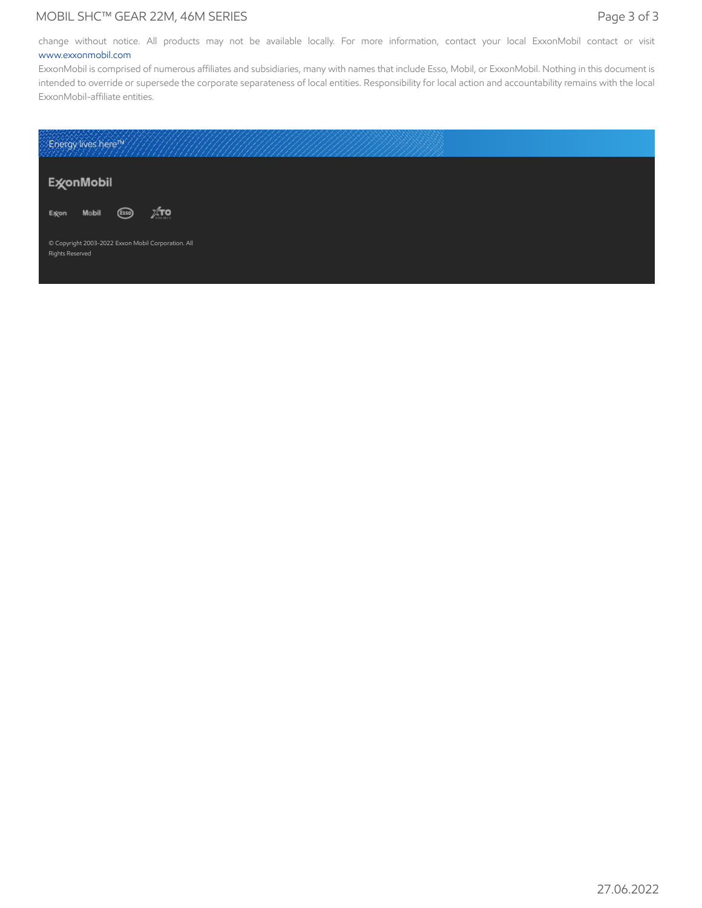change without notice. All products may not be available locally. For more information, contact your local ExxonMobil contact or visit www.exxonmobil.com

ExxonMobil is comprised of numerous affiliates and subsidiaries, many with names that include Esso, Mobil, or ExxonMobil. Nothing in this document is intended to override or supersede the corporate separateness of local entities. Responsibility for local action and accountability remains with the local ExxonMobil-affiliate entities.

Energy lives here™

ExxonMobil

Exxon Mobil Esso XTO

© Copyright 2003-2022 Exxon Mobil Corporation. All Rights Reserved

27.06.2022